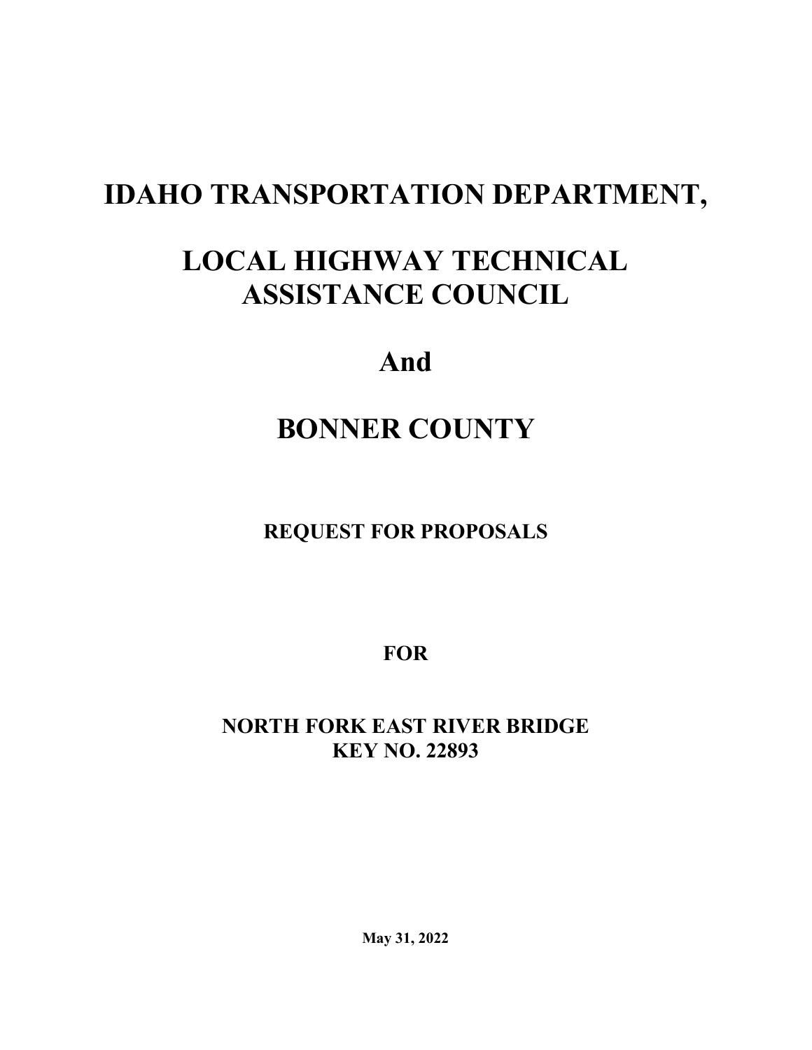# IDAHO TRANSPORTATION DEPARTMENT,

# LOCAL HIGHWAY TECHNICAL ASSISTANCE COUNCIL

# And

# BONNER COUNTY

## REQUEST FOR PROPOSALS

## FOR

## NORTH FORK EAST RIVER BRIDGE
## KEY NO. 22893

**May 31, 2022**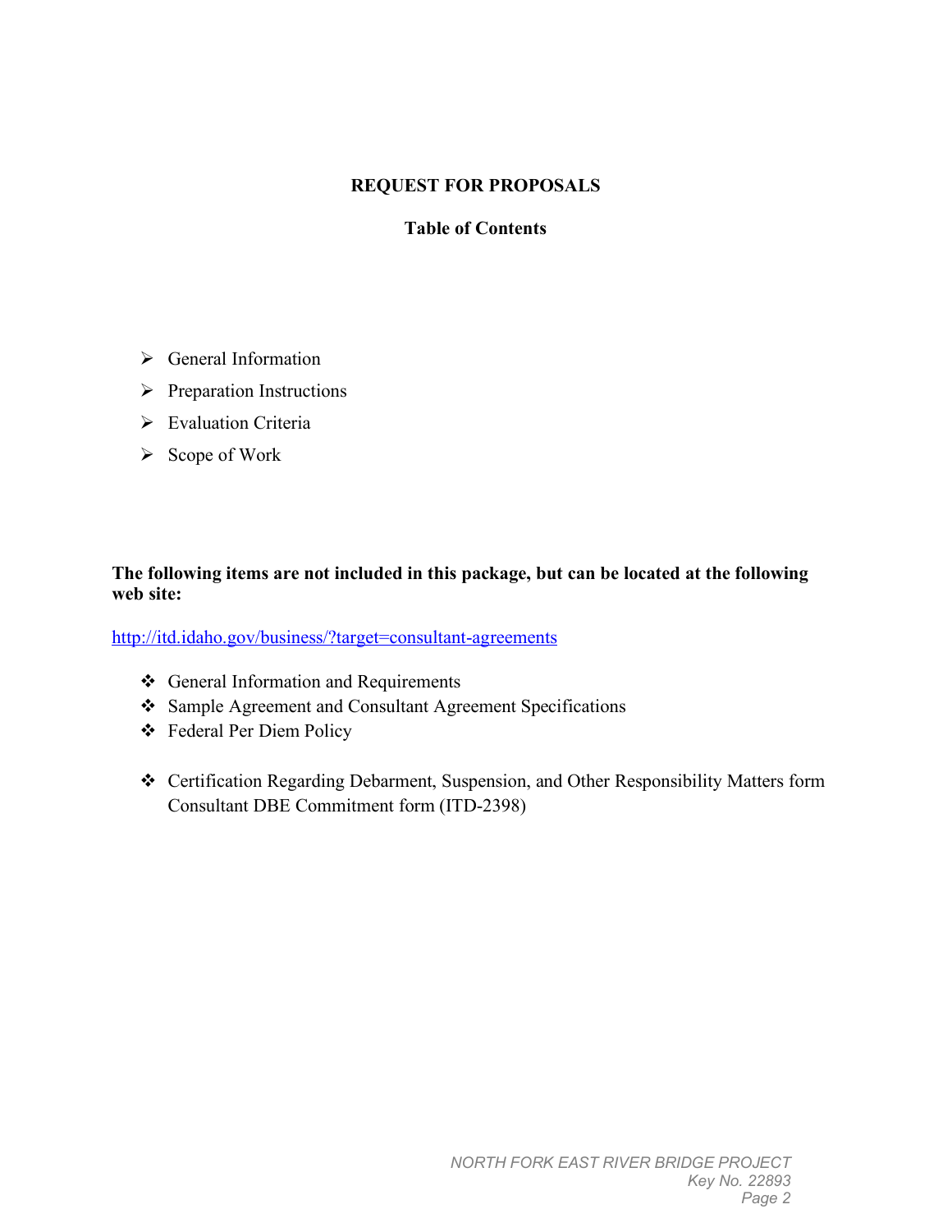# REQUEST FOR PROPOSALS

## Table of Contents

- General Information
- Preparation Instructions
- Evaluation Criteria
- Scope of Work

**The following items are not included in this package, but can be located at the following web site:**

http://itd.idaho.gov/business/?target=consultant-agreements

- General Information and Requirements
- Sample Agreement and Consultant Agreement Specifications
- Federal Per Diem Policy
- Certification Regarding Debarment, Suspension, and Other Responsibility Matters form Consultant DBE Commitment form (ITD-2398)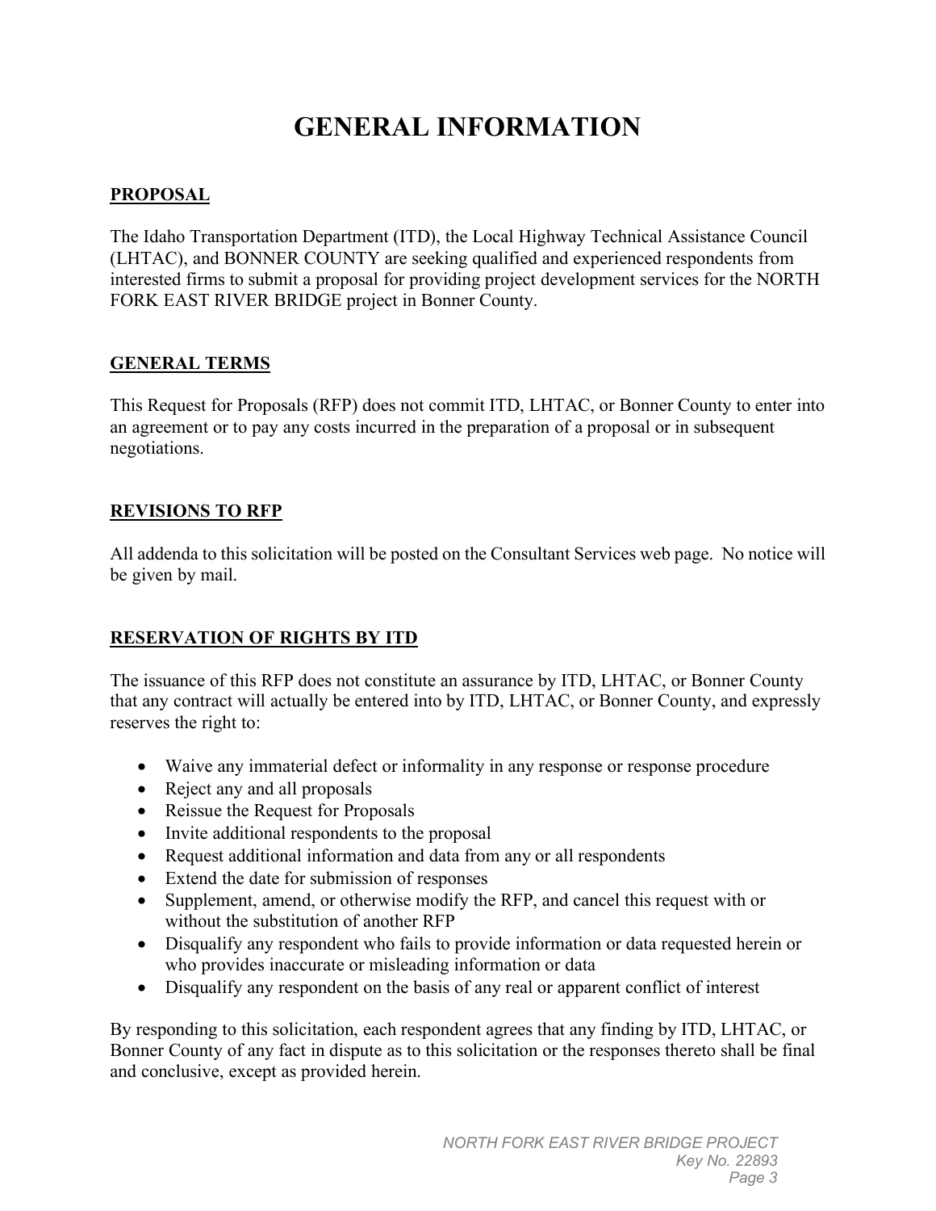# GENERAL INFORMATION

## PROPOSAL

The Idaho Transportation Department (ITD), the Local Highway Technical Assistance Council (LHTAC), and BONNER COUNTY are seeking qualified and experienced respondents from interested firms to submit a proposal for providing project development services for the NORTH FORK EAST RIVER BRIDGE project in Bonner County.

## GENERAL TERMS

This Request for Proposals (RFP) does not commit ITD, LHTAC, or Bonner County to enter into an agreement or to pay any costs incurred in the preparation of a proposal or in subsequent negotiations.

## REVISIONS TO RFP

All addenda to this solicitation will be posted on the Consultant Services web page. No notice will be given by mail.

## RESERVATION OF RIGHTS BY ITD

The issuance of this RFP does not constitute an assurance by ITD, LHTAC, or Bonner County that any contract will actually be entered into by ITD, LHTAC, or Bonner County, and expressly reserves the right to:

- Waive any immaterial defect or informality in any response or response procedure
- Reject any and all proposals
- Reissue the Request for Proposals
- Invite additional respondents to the proposal
- Request additional information and data from any or all respondents
- Extend the date for submission of responses
- Supplement, amend, or otherwise modify the RFP, and cancel this request with or without the substitution of another RFP
- Disqualify any respondent who fails to provide information or data requested herein or who provides inaccurate or misleading information or data
- Disqualify any respondent on the basis of any real or apparent conflict of interest

By responding to this solicitation, each respondent agrees that any finding by ITD, LHTAC, or Bonner County of any fact in dispute as to this solicitation or the responses thereto shall be final and conclusive, except as provided herein.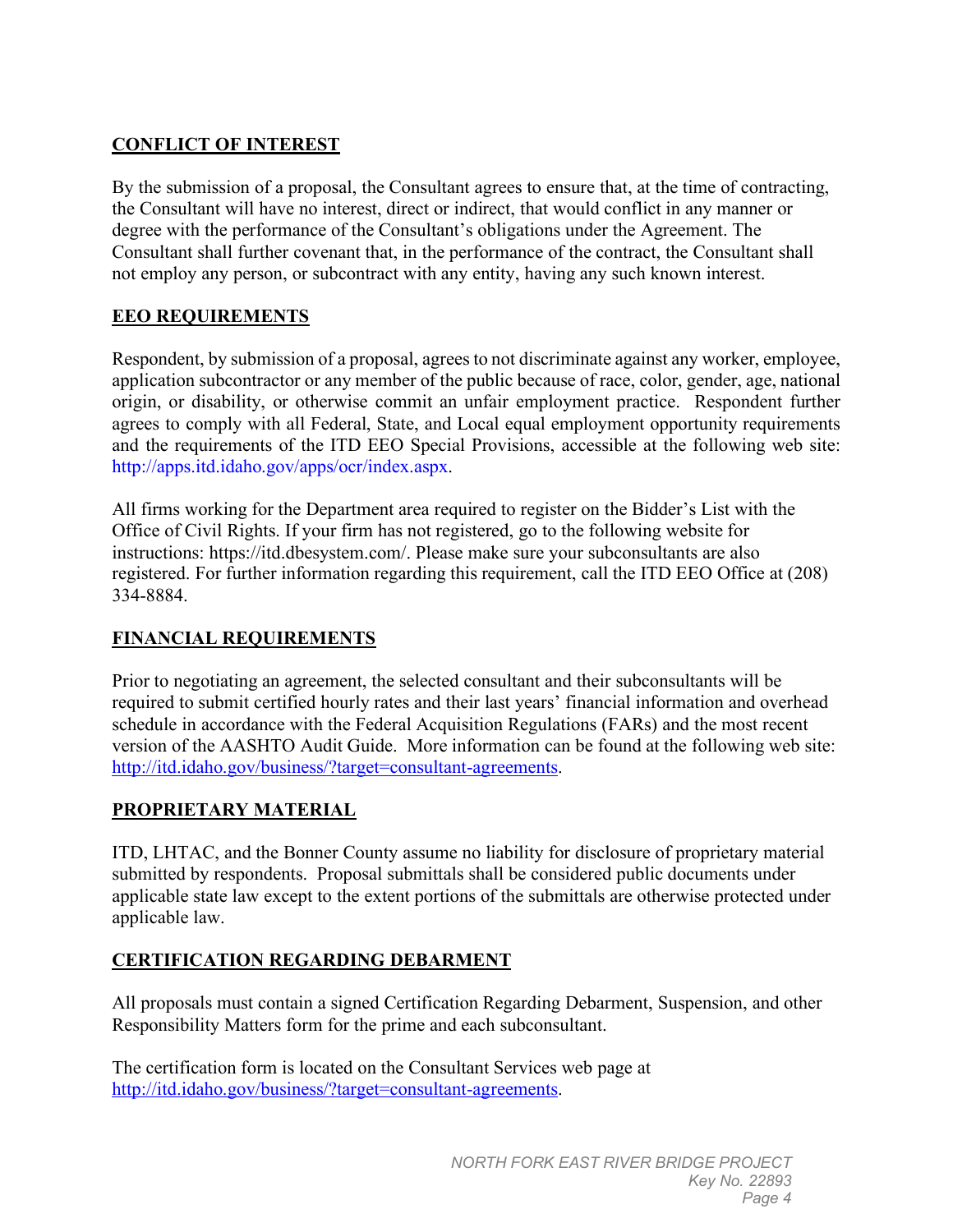## CONFLICT OF INTEREST

By the submission of a proposal, the Consultant agrees to ensure that, at the time of contracting, the Consultant will have no interest, direct or indirect, that would conflict in any manner or degree with the performance of the Consultant's obligations under the Agreement. The Consultant shall further covenant that, in the performance of the contract, the Consultant shall not employ any person, or subcontract with any entity, having any such known interest.

## EEO REQUIREMENTS

Respondent, by submission of a proposal, agrees to not discriminate against any worker, employee, application subcontractor or any member of the public because of race, color, gender, age, national origin, or disability, or otherwise commit an unfair employment practice. Respondent further agrees to comply with all Federal, State, and Local equal employment opportunity requirements and the requirements of the ITD EEO Special Provisions, accessible at the following web site: http://apps.itd.idaho.gov/apps/ocr/index.aspx.

All firms working for the Department area required to register on the Bidder's List with the Office of Civil Rights. If your firm has not registered, go to the following website for instructions: https://itd.dbesystem.com/. Please make sure your subconsultants are also registered. For further information regarding this requirement, call the ITD EEO Office at (208) 334-8884.

## FINANCIAL REQUIREMENTS

Prior to negotiating an agreement, the selected consultant and their subconsultants will be required to submit certified hourly rates and their last years' financial information and overhead schedule in accordance with the Federal Acquisition Regulations (FARs) and the most recent version of the AASHTO Audit Guide. More information can be found at the following web site: http://itd.idaho.gov/business/?target=consultant-agreements.

## PROPRIETARY MATERIAL

ITD, LHTAC, and the Bonner County assume no liability for disclosure of proprietary material submitted by respondents. Proposal submittals shall be considered public documents under applicable state law except to the extent portions of the submittals are otherwise protected under applicable law.

## CERTIFICATION REGARDING DEBARMENT

All proposals must contain a signed Certification Regarding Debarment, Suspension, and other Responsibility Matters form for the prime and each subconsultant.

The certification form is located on the Consultant Services web page at http://itd.idaho.gov/business/?target=consultant-agreements.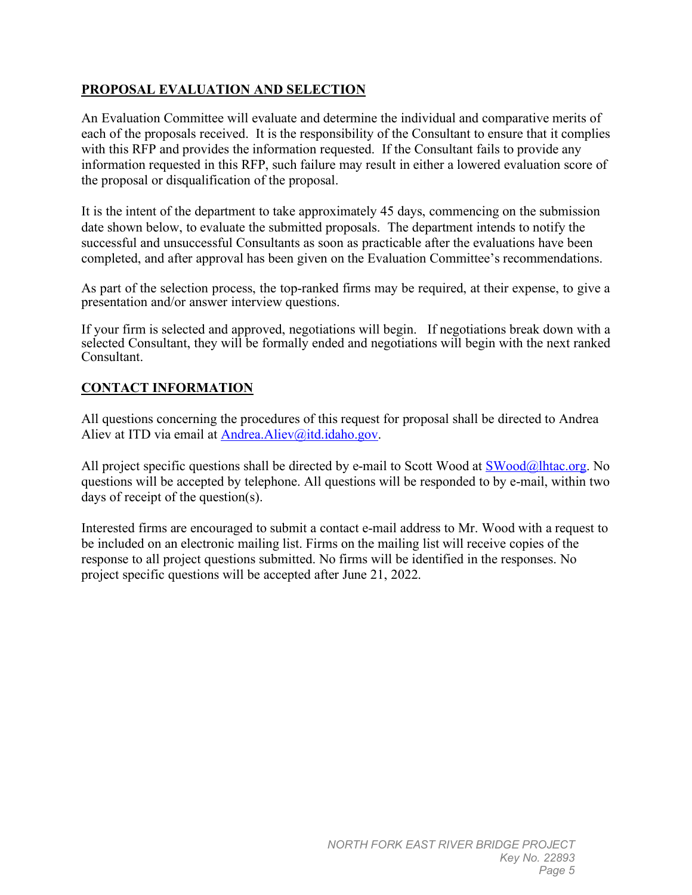## PROPOSAL EVALUATION AND SELECTION

An Evaluation Committee will evaluate and determine the individual and comparative merits of each of the proposals received. It is the responsibility of the Consultant to ensure that it complies with this RFP and provides the information requested. If the Consultant fails to provide any information requested in this RFP, such failure may result in either a lowered evaluation score of the proposal or disqualification of the proposal.

It is the intent of the department to take approximately 45 days, commencing on the submission date shown below, to evaluate the submitted proposals. The department intends to notify the successful and unsuccessful Consultants as soon as practicable after the evaluations have been completed, and after approval has been given on the Evaluation Committee's recommendations.

As part of the selection process, the top-ranked firms may be required, at their expense, to give a presentation and/or answer interview questions.

If your firm is selected and approved, negotiations will begin. If negotiations break down with a selected Consultant, they will be formally ended and negotiations will begin with the next ranked Consultant.

## CONTACT INFORMATION

All questions concerning the procedures of this request for proposal shall be directed to Andrea Aliev at ITD via email at Andrea.Aliev@itd.idaho.gov.

All project specific questions shall be directed by e-mail to Scott Wood at SWood@lhtac.org. No questions will be accepted by telephone. All questions will be responded to by e-mail, within two days of receipt of the question(s).

Interested firms are encouraged to submit a contact e-mail address to Mr. Wood with a request to be included on an electronic mailing list. Firms on the mailing list will receive copies of the response to all project questions submitted. No firms will be identified in the responses. No project specific questions will be accepted after June 21, 2022.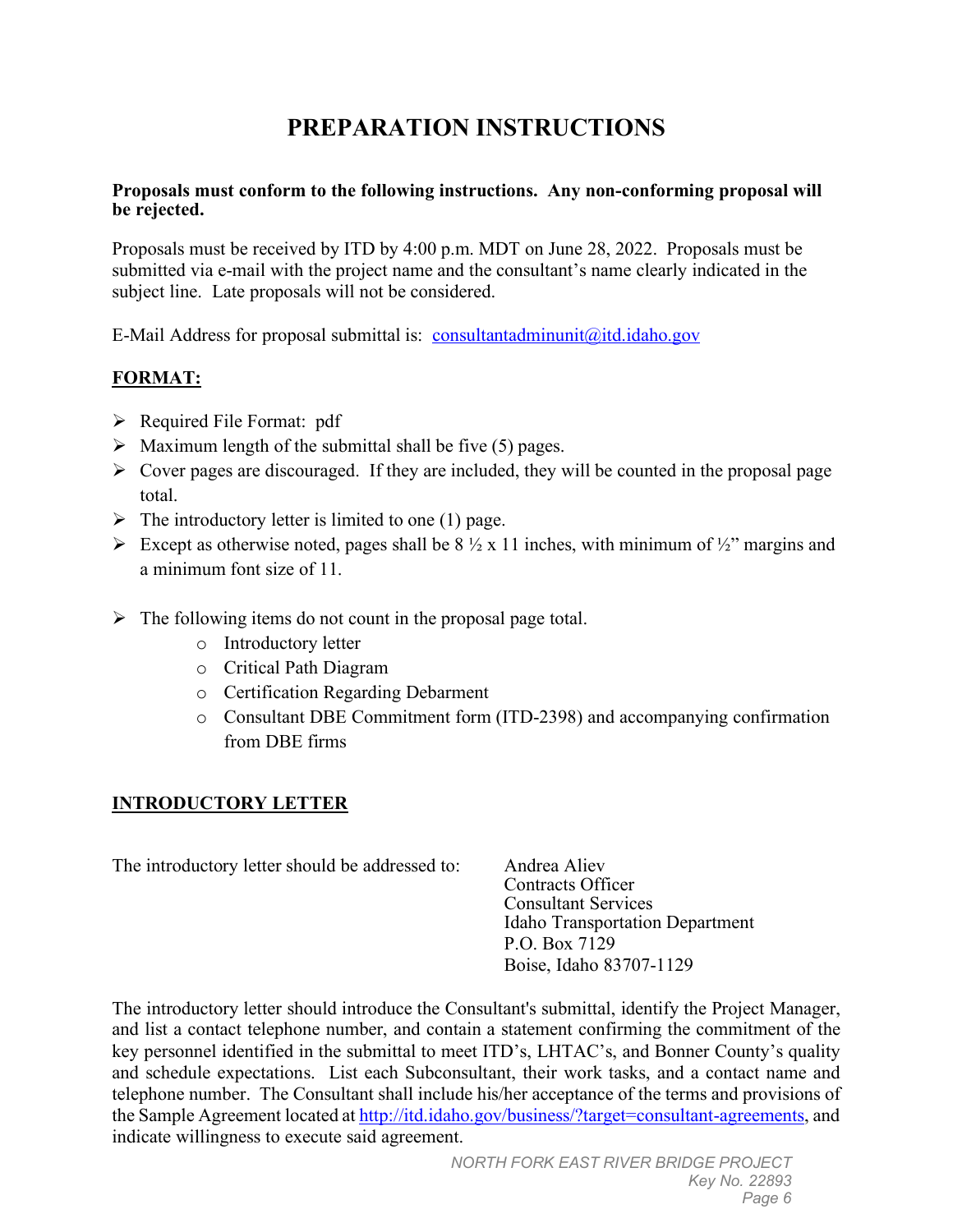# PREPARATION INSTRUCTIONS

**Proposals must conform to the following instructions. Any non-conforming proposal will be rejected.**

Proposals must be received by ITD by 4:00 p.m. MDT on June 28, 2022. Proposals must be submitted via e-mail with the project name and the consultant's name clearly indicated in the subject line. Late proposals will not be considered.

E-Mail Address for proposal submittal is: consultantadminunit@itd.idaho.gov

## FORMAT:

- Required File Format: pdf
- Maximum length of the submittal shall be five (5) pages.
- Cover pages are discouraged. If they are included, they will be counted in the proposal page total.
- The introductory letter is limited to one (1) page.
- Except as otherwise noted, pages shall be 8 ½ x 11 inches, with minimum of ½" margins and a minimum font size of 11.
- The following items do not count in the proposal page total.
  - Introductory letter
  - Critical Path Diagram
  - Certification Regarding Debarment
  - Consultant DBE Commitment form (ITD-2398) and accompanying confirmation from DBE firms

## INTRODUCTORY LETTER

The introductory letter should be addressed to:

Andrea Aliev
Contracts Officer
Consultant Services
Idaho Transportation Department
P.O. Box 7129
Boise, Idaho 83707-1129

The introductory letter should introduce the Consultant's submittal, identify the Project Manager, and list a contact telephone number, and contain a statement confirming the commitment of the key personnel identified in the submittal to meet ITD's, LHTAC's, and Bonner County's quality and schedule expectations. List each Subconsultant, their work tasks, and a contact name and telephone number. The Consultant shall include his/her acceptance of the terms and provisions of the Sample Agreement located at http://itd.idaho.gov/business/?target=consultant-agreements, and indicate willingness to execute said agreement.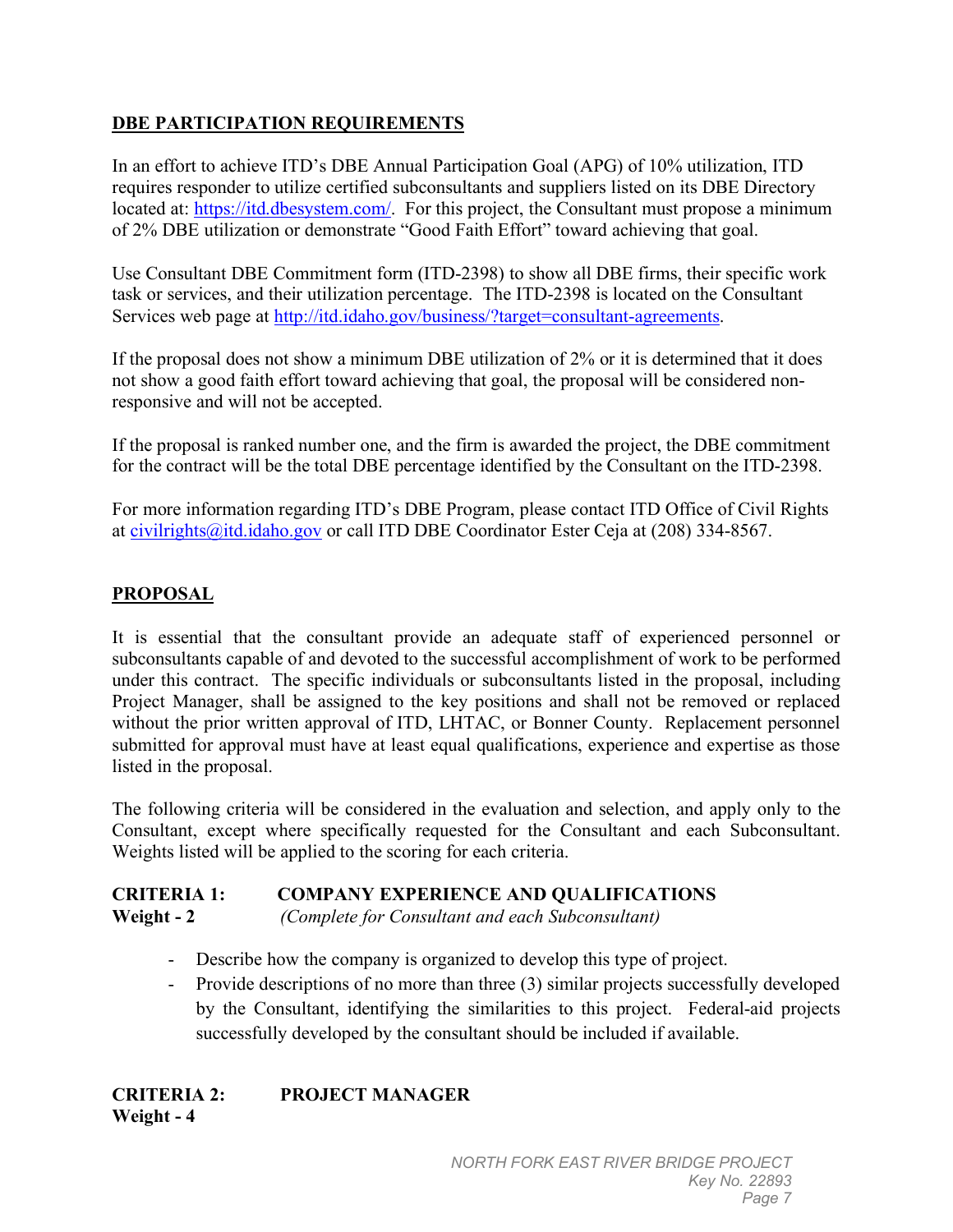## DBE PARTICIPATION REQUIREMENTS

In an effort to achieve ITD's DBE Annual Participation Goal (APG) of 10% utilization, ITD requires responder to utilize certified subconsultants and suppliers listed on its DBE Directory located at: https://itd.dbesystem.com/. For this project, the Consultant must propose a minimum of 2% DBE utilization or demonstrate "Good Faith Effort" toward achieving that goal.

Use Consultant DBE Commitment form (ITD-2398) to show all DBE firms, their specific work task or services, and their utilization percentage. The ITD-2398 is located on the Consultant Services web page at http://itd.idaho.gov/business/?target=consultant-agreements.

If the proposal does not show a minimum DBE utilization of 2% or it is determined that it does not show a good faith effort toward achieving that goal, the proposal will be considered non-responsive and will not be accepted.

If the proposal is ranked number one, and the firm is awarded the project, the DBE commitment for the contract will be the total DBE percentage identified by the Consultant on the ITD-2398.

For more information regarding ITD's DBE Program, please contact ITD Office of Civil Rights at civilrights@itd.idaho.gov or call ITD DBE Coordinator Ester Ceja at (208) 334-8567.

## PROPOSAL

It is essential that the consultant provide an adequate staff of experienced personnel or subconsultants capable of and devoted to the successful accomplishment of work to be performed under this contract. The specific individuals or subconsultants listed in the proposal, including Project Manager, shall be assigned to the key positions and shall not be removed or replaced without the prior written approval of ITD, LHTAC, or Bonner County. Replacement personnel submitted for approval must have at least equal qualifications, experience and expertise as those listed in the proposal.

The following criteria will be considered in the evaluation and selection, and apply only to the Consultant, except where specifically requested for the Consultant and each Subconsultant. Weights listed will be applied to the scoring for each criteria.

**CRITERIA 1: COMPANY EXPERIENCE AND QUALIFICATIONS**
**Weight - 2** *(Complete for Consultant and each Subconsultant)*

- Describe how the company is organized to develop this type of project.
- Provide descriptions of no more than three (3) similar projects successfully developed by the Consultant, identifying the similarities to this project. Federal-aid projects successfully developed by the consultant should be included if available.

**CRITERIA 2: PROJECT MANAGER**
**Weight - 4**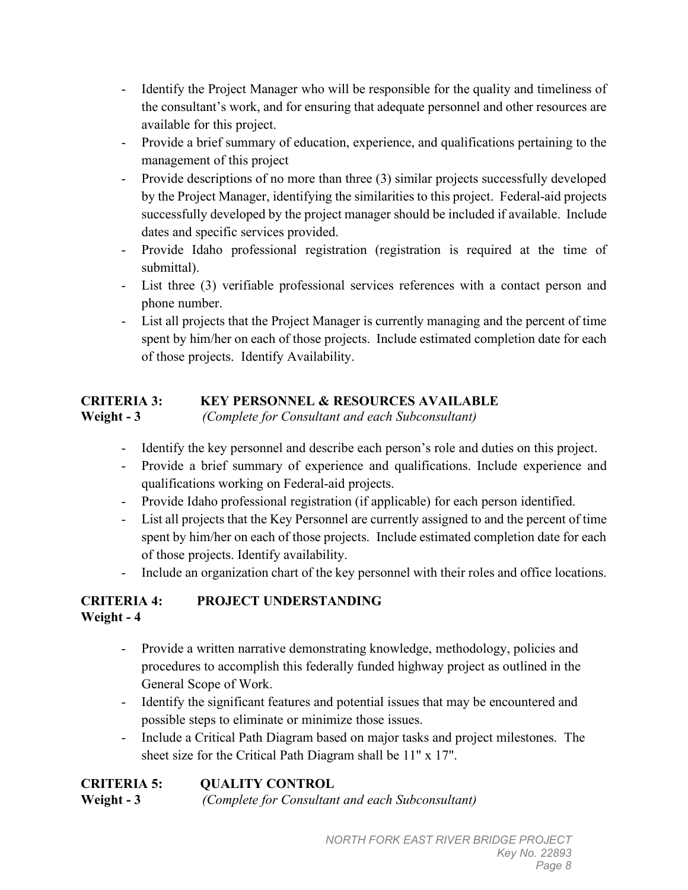- Identify the Project Manager who will be responsible for the quality and timeliness of the consultant's work, and for ensuring that adequate personnel and other resources are available for this project.
- Provide a brief summary of education, experience, and qualifications pertaining to the management of this project
- Provide descriptions of no more than three (3) similar projects successfully developed by the Project Manager, identifying the similarities to this project. Federal-aid projects successfully developed by the project manager should be included if available. Include dates and specific services provided.
- Provide Idaho professional registration (registration is required at the time of submittal).
- List three (3) verifiable professional services references with a contact person and phone number.
- List all projects that the Project Manager is currently managing and the percent of time spent by him/her on each of those projects. Include estimated completion date for each of those projects. Identify Availability.

**CRITERIA 3: KEY PERSONNEL & RESOURCES AVAILABLE**
**Weight - 3** *(Complete for Consultant and each Subconsultant)*

- Identify the key personnel and describe each person's role and duties on this project.
- Provide a brief summary of experience and qualifications. Include experience and qualifications working on Federal-aid projects.
- Provide Idaho professional registration (if applicable) for each person identified.
- List all projects that the Key Personnel are currently assigned to and the percent of time spent by him/her on each of those projects. Include estimated completion date for each of those projects. Identify availability.
- Include an organization chart of the key personnel with their roles and office locations.

**CRITERIA 4: PROJECT UNDERSTANDING**
**Weight - 4**

- Provide a written narrative demonstrating knowledge, methodology, policies and procedures to accomplish this federally funded highway project as outlined in the General Scope of Work.
- Identify the significant features and potential issues that may be encountered and possible steps to eliminate or minimize those issues.
- Include a Critical Path Diagram based on major tasks and project milestones. The sheet size for the Critical Path Diagram shall be 11" x 17".

**CRITERIA 5: QUALITY CONTROL**
**Weight - 3** *(Complete for Consultant and each Subconsultant)*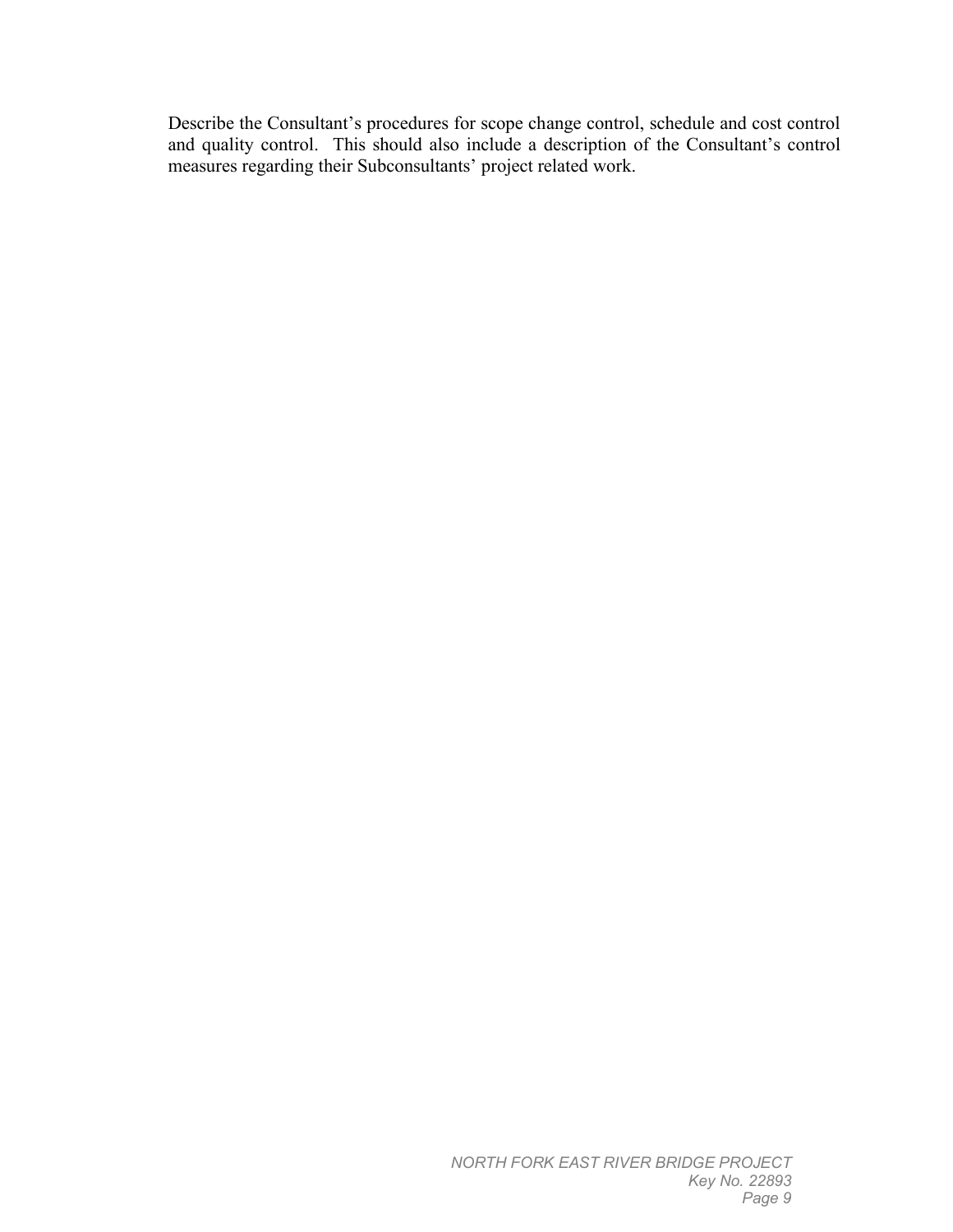Describe the Consultant’s procedures for scope change control, schedule and cost control and quality control. This should also include a description of the Consultant’s control measures regarding their Subconsultants’ project related work.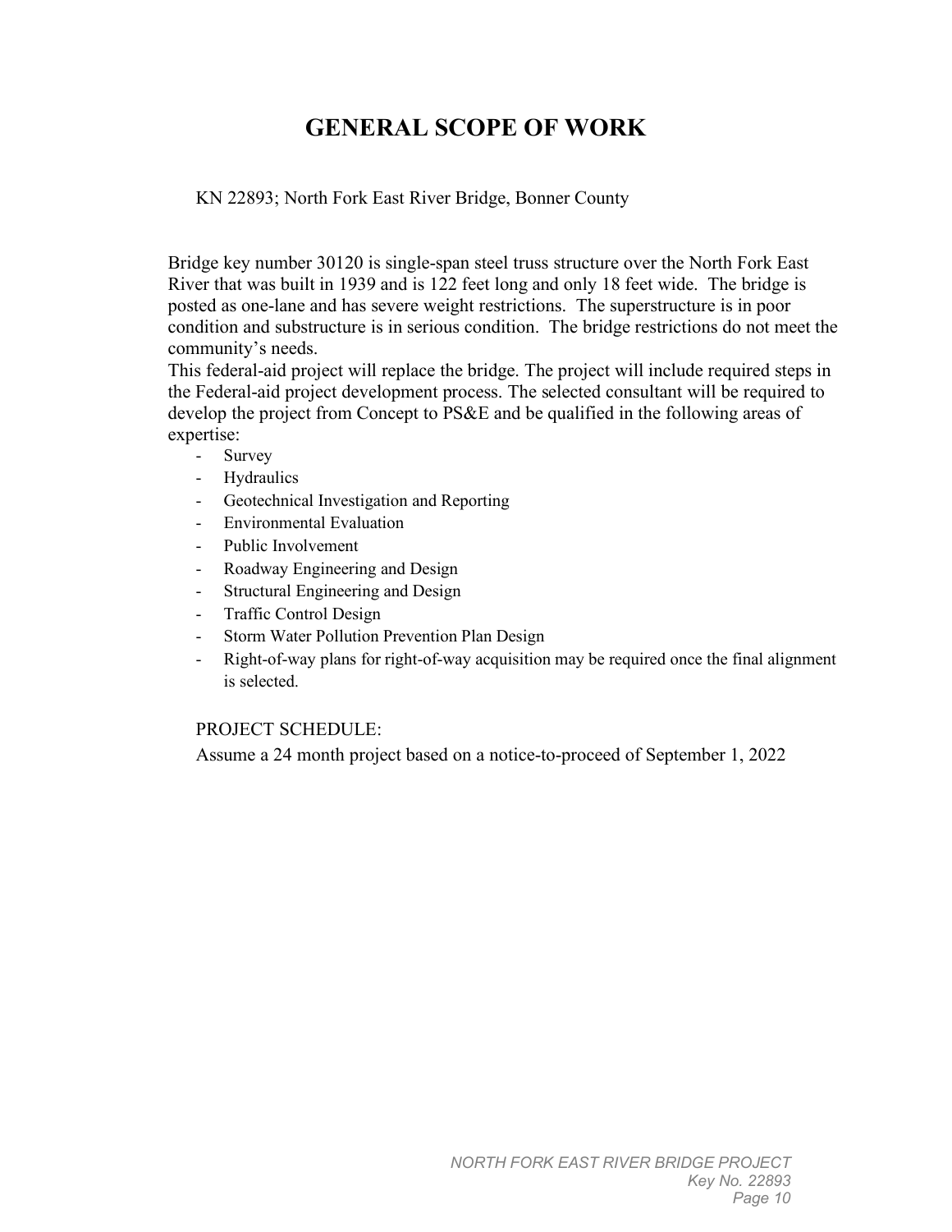# GENERAL SCOPE OF WORK

KN 22893; North Fork East River Bridge, Bonner County

Bridge key number 30120 is single-span steel truss structure over the North Fork East River that was built in 1939 and is 122 feet long and only 18 feet wide. The bridge is posted as one-lane and has severe weight restrictions. The superstructure is in poor condition and substructure is in serious condition. The bridge restrictions do not meet the community's needs.

This federal-aid project will replace the bridge. The project will include required steps in the Federal-aid project development process. The selected consultant will be required to develop the project from Concept to PS&E and be qualified in the following areas of expertise:

- Survey
- Hydraulics
- Geotechnical Investigation and Reporting
- Environmental Evaluation
- Public Involvement
- Roadway Engineering and Design
- Structural Engineering and Design
- Traffic Control Design
- Storm Water Pollution Prevention Plan Design
- Right-of-way plans for right-of-way acquisition may be required once the final alignment is selected.

PROJECT SCHEDULE:

Assume a 24 month project based on a notice-to-proceed of September 1, 2022